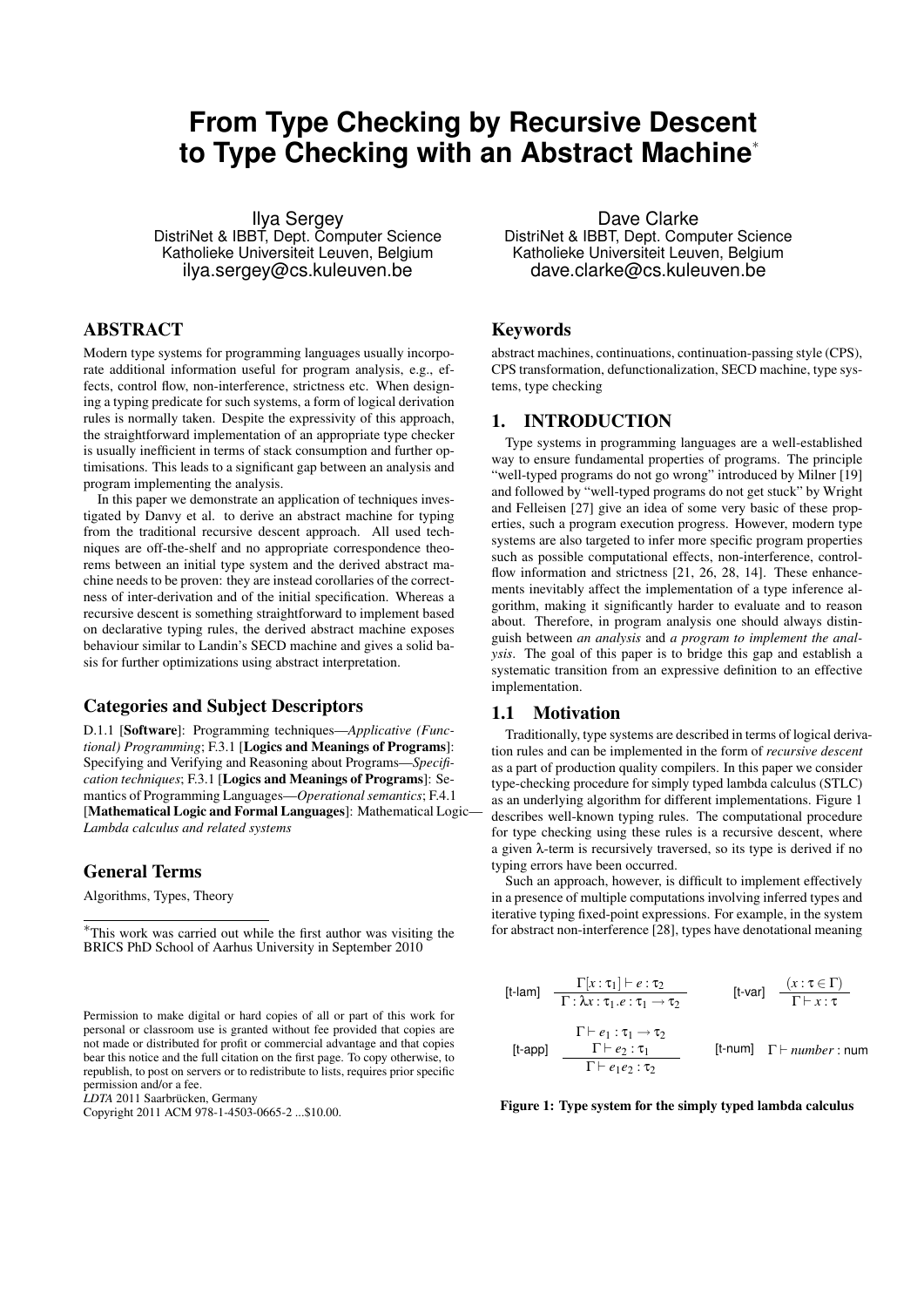# From Type Checking by Recursive Descent to Type Checking with an Abstract Machine*

Ilya Sergey
DistriNet & IBBT, Dept. Computer Science
Katholieke Universiteit Leuven, Belgium
ilya.sergey@cs.kuleuven.be

Dave Clarke
DistriNet & IBBT, Dept. Computer Science
Katholieke Universiteit Leuven, Belgium
dave.clarke@cs.kuleuven.be

## ABSTRACT

Modern type systems for programming languages usually incorporate additional information useful for program analysis, e.g., effects, control flow, non-interference, strictness etc. When designing a typing predicate for such systems, a form of logical derivation rules is normally taken. Despite the expressivity of this approach, the straightforward implementation of an appropriate type checker is usually inefficient in terms of stack consumption and further optimisations. This leads to a significant gap between an analysis and program implementing the analysis.

In this paper we demonstrate an application of techniques investigated by Danvy et al. to derive an abstract machine for typing from the traditional recursive descent approach. All used techniques are off-the-shelf and no appropriate correspondence theorems between an initial type system and the derived abstract machine needs to be proven: they are instead corollaries of the correctness of inter-derivation and of the initial specification. Whereas a recursive descent is something straightforward to implement based on declarative typing rules, the derived abstract machine exposes behaviour similar to Landin's SECD machine and gives a solid basis for further optimizations using abstract interpretation.

### Categories and Subject Descriptors

D.1.1 [**Software**]: Programming techniques—*Applicative (Functional) Programming*; F.3.1 [**Logics and Meanings of Programs**]: Specifying and Verifying and Reasoning about Programs—*Specification techniques*; F.3.1 [**Logics and Meanings of Programs**]: Semantics of Programming Languages—*Operational semantics*; F.4.1 [**Mathematical Logic and Formal Languages**]: Mathematical Logic—*Lambda calculus and related systems*

### General Terms

Algorithms, Types, Theory

*This work was carried out while the first author was visiting the BRICS PhD School of Aarhus University in September 2010

Permission to make digital or hard copies of all or part of this work for personal or classroom use is granted without fee provided that copies are not made or distributed for profit or commercial advantage and that copies bear this notice and the full citation on the first page. To copy otherwise, to republish, to post on servers or to redistribute to lists, requires prior specific permission and/or a fee.
*LDTA* 2011 Saarbrücken, Germany
Copyright 2011 ACM 978-1-4503-0665-2 ...$10.00.

### Keywords

abstract machines, continuations, continuation-passing style (CPS), CPS transformation, defunctionalization, SECD machine, type systems, type checking

## 1. INTRODUCTION

Type systems in programming languages are a well-established way to ensure fundamental properties of programs. The principle "well-typed programs do not go wrong" introduced by Milner [19] and followed by "well-typed programs do not get stuck" by Wright and Felleisen [27] give an idea of some very basic of these properties, such a program execution progress. However, modern type systems are also targeted to infer more specific program properties such as possible computational effects, non-interference, control-flow information and strictness [21, 26, 28, 14]. These enhancements inevitably affect the implementation of a type inference algorithm, making it significantly harder to evaluate and to reason about. Therefore, in program analysis one should always distinguish between *an analysis* and *a program to implement the analysis*. The goal of this paper is to bridge this gap and establish a systematic transition from an expressive definition to an effective implementation.

### 1.1 Motivation

Traditionally, type systems are described in terms of logical derivation rules and can be implemented in the form of *recursive descent* as a part of production quality compilers. In this paper we consider type-checking procedure for simply typed lambda calculus (STLC) as an underlying algorithm for different implementations. Figure 1 describes well-known typing rules. The computational procedure for type checking using these rules is a recursive descent, where a given λ-term is recursively traversed, so its type is derived if no typing errors have been occurred.

Such an approach, however, is difficult to implement effectively in a presence of multiple computations involving inferred types and iterative typing fixed-point expressions. For example, in the system for abstract non-interference [28], types have denotational meaning

$$\text{[t-lam]}\ \frac{\Gamma[x:\tau_1]\vdash e:\tau_2}{\Gamma:\lambda x:\tau_1.e:\tau_1\rightarrow\tau_2} \qquad \text{[t-var]}\ \frac{(x:\tau\in\Gamma)}{\Gamma\vdash x:\tau}$$

$$\text{[t-app]}\ \frac{\Gamma\vdash e_1:\tau_1\rightarrow\tau_2 \quad \Gamma\vdash e_2:\tau_1}{\Gamma\vdash e_1 e_2:\tau_2} \qquad \text{[t-num]}\ \Gamma\vdash \mathit{number}:\mathsf{num}$$

**Figure 1: Type system for the simply typed lambda calculus**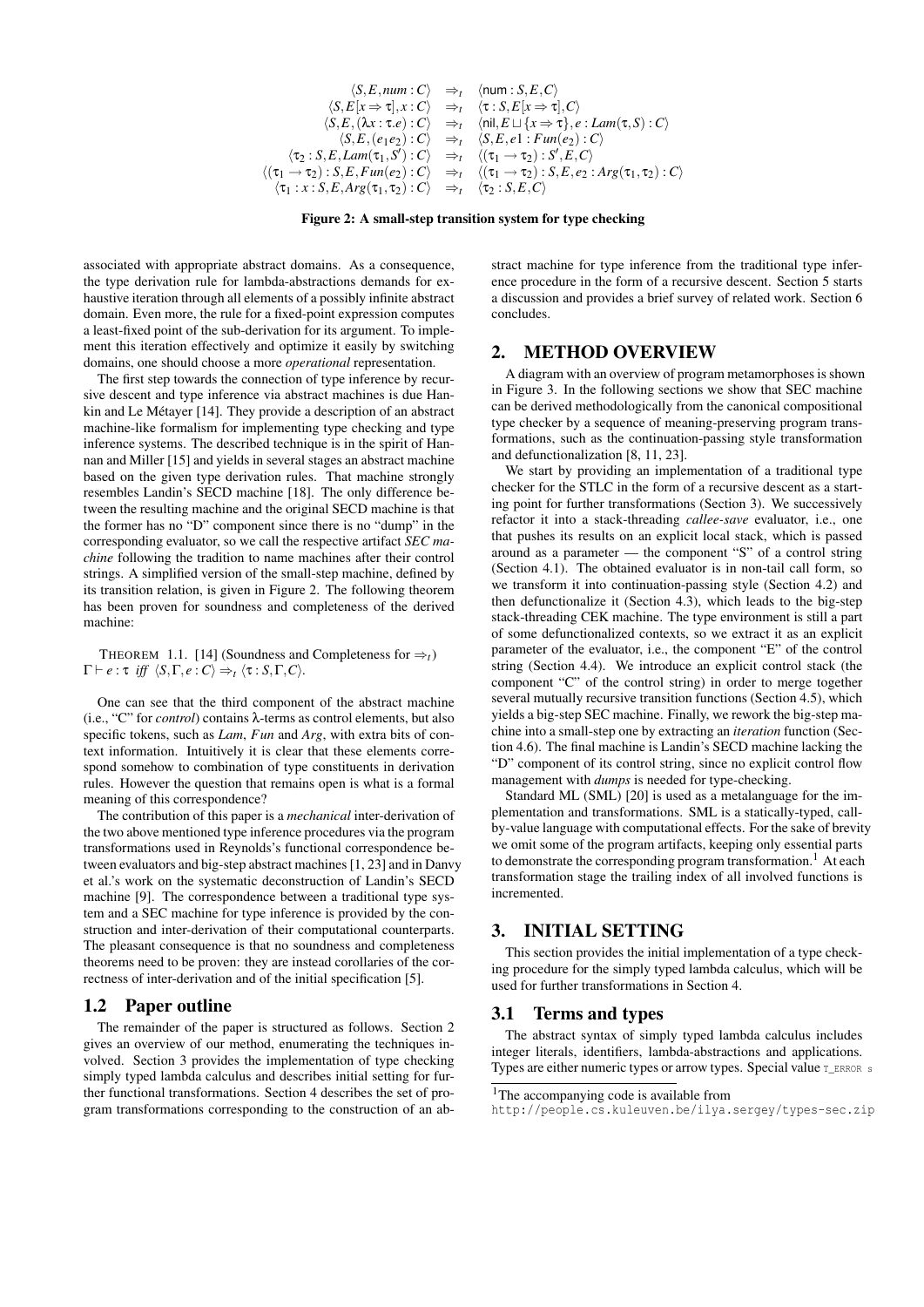$$
\begin{array}{rcl}
\langle S, E, num : C\rangle & \Rightarrow_t & \langle \mathsf{num} : S, E, C\rangle \\
\langle S, E[x \Rightarrow \tau], x : C\rangle & \Rightarrow_t & \langle \tau : S, E[x \Rightarrow \tau], C\rangle \\
\langle S, E, (\lambda x : \tau . e) : C\rangle & \Rightarrow_t & \langle \mathsf{nil}, E \sqcup \{x \Rightarrow \tau\}, e : Lam(\tau, S) : C\rangle \\
\langle S, E, (e_1 e_2) : C\rangle & \Rightarrow_t & \langle S, E, e1 : Fun(e_2) : C\rangle \\
\langle \tau_2 : S, E, Lam(\tau_1, S') : C\rangle & \Rightarrow_t & \langle (\tau_1 \rightarrow \tau_2) : S', E, C\rangle \\
\langle (\tau_1 \rightarrow \tau_2) : S, E, Fun(e_2) : C\rangle & \Rightarrow_t & \langle (\tau_1 \rightarrow \tau_2) : S, E, e_2 : Arg(\tau_1, \tau_2) : C\rangle \\
\langle \tau_1 : x : S, E, Arg(\tau_1, \tau_2) : C\rangle & \Rightarrow_t & \langle \tau_2 : S, E, C\rangle
\end{array}
$$

**Figure 2: A small-step transition system for type checking**

associated with appropriate abstract domains. As a consequence, the type derivation rule for lambda-abstractions demands for exhaustive iteration through all elements of a possibly infinite abstract domain. Even more, the rule for a fixed-point expression computes a least-fixed point of the sub-derivation for its argument. To implement this iteration effectively and optimize it easily by switching domains, one should choose a more *operational* representation.

The first step towards the connection of type inference by recursive descent and type inference via abstract machines is due to Hankin and Le Métayer [14]. They provide a description of an abstract machine-like formalism for implementing type checking and type inference systems. The described technique is in the spirit of Hannan and Miller [15] and yields in several stages an abstract machine based on the given type derivation rules. That machine strongly resembles Landin's SECD machine [18]. The only difference between the resulting machine and the original SECD machine is that the former has no "D" component since there is no "dump" in the corresponding evaluator, so we call the respective artifact *SEC machine* following the tradition to name machines after their control strings. A simplified version of the small-step machine, defined by its transition relation, is given in Figure 2. The following theorem has been proven for soundness and completeness of the derived machine:

THEOREM 1.1. [14] (Soundness and Completeness for $\Rightarrow_t$) $\Gamma \vdash e : \tau$ *iff* $\langle S, \Gamma, e : C\rangle \Rightarrow_t \langle \tau : S, \Gamma, C\rangle$.

One can see that the third component of the abstract machine (i.e., "C" for *control*) contains λ-terms as control elements, but also specific tokens, such as *Lam*, *Fun* and *Arg*, with extra bits of context information. Intuitively it is clear that these elements correspond somehow to combination of type constituents in derivation rules. However the question that remains open is what is a formal meaning of this correspondence?

The contribution of this paper is a *mechanical* inter-derivation of the two above mentioned type inference procedures via the program transformations used in Reynolds's functional correspondence between evaluators and big-step abstract machines [1, 23] and in Danvy et al.'s work on the systematic deconstruction of Landin's SECD machine [9]. The correspondence between a traditional type system and a SEC machine for type inference is provided by the construction and inter-derivation of their computational counterparts. The pleasant consequence is that no soundness and completeness theorems need to be proven: they are instead corollaries of the correctness of inter-derivation and of the initial specification [5].

## 1.2 Paper outline

The remainder of the paper is structured as follows. Section 2 gives an overview of our method, enumerating the techniques involved. Section 3 provides the implementation of type checking simply typed lambda calculus and describes initial setting for further functional transformations. Section 4 describes the set of program transformations corresponding to the construction of an abstract machine for type inference from the traditional type inference procedure in the form of a recursive descent. Section 5 starts a discussion and provides a brief survey of related work. Section 6 concludes.

# 2. METHOD OVERVIEW

A diagram with an overview of program metamorphoses is shown in Figure 3. In the following sections we show that SEC machine can be derived methodologically from the canonical compositional type checker by a sequence of meaning-preserving program transformations, such as the continuation-passing style transformation and defunctionalization [8, 11, 23].

We start by providing an implementation of a traditional type checker for the STLC in the form of a recursive descent as a starting point for further transformations (Section 3). We successively refactor it into a stack-threading *callee-save* evaluator, i.e., one that pushes its results on an explicit local stack, which is passed around as a parameter — the component "S" of a control string (Section 4.1). The obtained evaluator is in non-tail call form, so we transform it into continuation-passing style (Section 4.2) and then defunctionalize it (Section 4.3), which leads to the big-step stack-threading CEK machine. The type environment is still a part of some defunctionalized contexts, so we extract it as an explicit parameter of the evaluator, i.e., the component "E" of the control string (Section 4.4). We introduce an explicit control stack (the component "C" of the control string) in order to merge together several mutually recursive transition functions (Section 4.5), which yields a big-step SEC machine. Finally, we rework the big-step machine into a small-step one by extracting an *iteration* function (Section 4.6). The final machine is Landin's SECD machine lacking the "D" component of its control string, since no explicit control flow management with *dumps* is needed for type-checking.

Standard ML (SML) [20] is used as a metalanguage for the implementation and transformations. SML is a statically-typed, call-by-value language with computational effects. For the sake of brevity we omit some of the program artifacts, keeping only essential parts to demonstrate the corresponding program transformation.[1] At each transformation stage the trailing index of all involved functions is incremented.

# 3. INITIAL SETTING

This section provides the initial implementation of a type checking procedure for the simply typed lambda calculus, which will be used for further transformations in Section 4.

## 3.1 Terms and types

The abstract syntax of simply typed lambda calculus includes integer literals, identifiers, lambda-abstractions and applications. Types are either numeric types or arrow types. Special value `T_ERROR s`

[1] The accompanying code is available from http://people.cs.kuleuven.be/ilya.sergey/types-sec.zip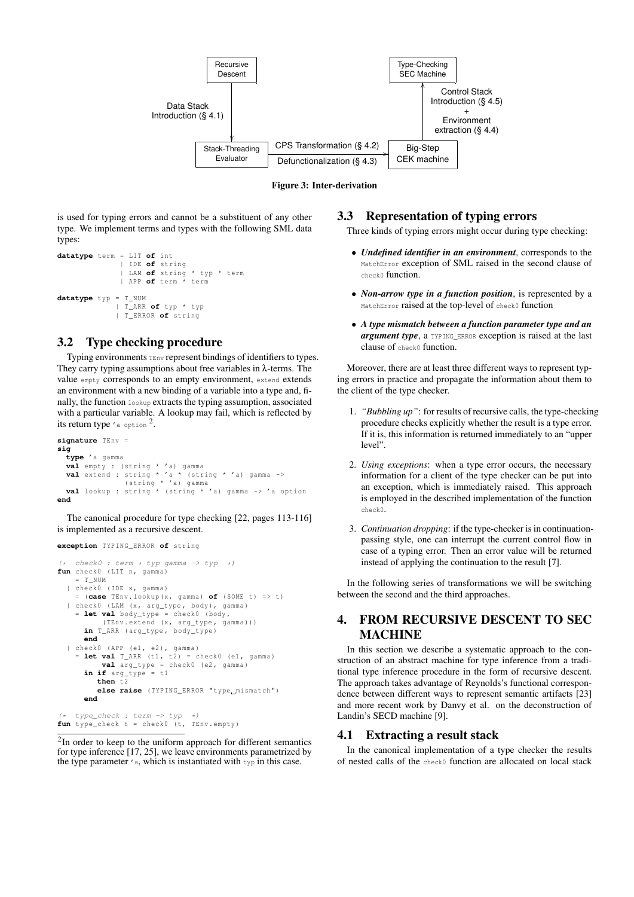Figure 3: Inter-derivation

is used for typing errors and cannot be a substituent of any other type. We implement terms and types with the following SML data types:

```
datatype term = LIT of int
              | IDE of string
              | LAM of string * typ * term
              | APP of term * term

datatype typ = T_NUM
             | T_ARR of typ * typ
             | T_ERROR of string
```

## 3.2 Type checking procedure

Typing environments `TEnv` represent bindings of identifiers to types. They carry typing assumptions about free variables in λ-terms. The value `empty` corresponds to an empty environment, `extend` extends an environment with a new binding of a variable into a type and, finally, the function `lookup` extracts the typing assumption, associated with a particular variable. A lookup may fail, which is reflected by its return type `'a option` [2].

```
signature TEnv =
sig
  type 'a gamma
  val empty : (string * 'a) gamma
  val extend : string * 'a * (string * 'a) gamma ->
               (string * 'a) gamma
  val lookup : string * (string * 'a) gamma -> 'a option
end
```

The canonical procedure for type checking [22, pages 113-116] is implemented as a recursive descent.

```
exception TYPING_ERROR of string

(*  check0 : term * typ gamma -> typ  *)
fun check0 (LIT n, gamma)
    = T_NUM
  | check0 (IDE x, gamma)
    = (case TEnv.lookup(x, gamma) of (SOME t) => t)
  | check0 (LAM (x, arg_type, body), gamma)
    = let val body_type = check0 (body,
          (TEnv.extend (x, arg_type, gamma)))
      in T_ARR (arg_type, body_type)
      end
  | check0 (APP (e1, e2), gamma)
    = let val T_ARR (t1, t2) = check0 (e1, gamma)
          val arg_type = check0 (e2, gamma)
      in if arg_type = t1
         then t2
         else raise (TYPING_ERROR "type mismatch")
      end

(*  type_check : term -> typ  *)
fun type_check t = check0 (t, TEnv.empty)
```

[2] In order to keep to the uniform approach for different semantics for type inference [17, 25], we leave environments parametrized by the type parameter `'a`, which is instantiated with `typ` in this case.

## 3.3 Representation of typing errors

Three kinds of typing errors might occur during type checking:

- ***Undefined identifier in an environment***, corresponds to the `MatchError` exception of SML raised in the second clause of `check0` function.
- ***Non-arrow type in a function position***, is represented by a `MatchError` raised at the top-level of `check0` function
- ***A type mismatch between a function parameter type and an argument type***, a `TYPING_ERROR` exception is raised at the last clause of `check0` function.

Moreover, there are at least three different ways to represent typing errors in practice and propagate the information about them to the client of the type checker.

1. *"Bubbling up"*: for results of recursive calls, the type-checking procedure checks explicitly whether the result is a type error. If it is, this information is returned immediately to an "upper level".
2. *Using exceptions*: when a type error occurs, the necessary information for a client of the type checker can be put into an exception, which is immediately raised. This approach is employed in the described implementation of the function `check0`.
3. *Continuation dropping*: if the type-checker is in continuation-passing style, one can interrupt the current control flow in case of a typing error. Then an error value will be returned instead of applying the continuation to the result [7].

In the following series of transformations we will be switching between the second and the third approaches.

# 4. FROM RECURSIVE DESCENT TO SEC MACHINE

In this section we describe a systematic approach to the construction of an abstract machine for type inference from a traditional type inference procedure in the form of recursive descent. The approach takes advantage of Reynolds's functional correspondence between different ways to represent semantic artifacts [23] and more recent work by Danvy et al. on the deconstruction of Landin's SECD machine [9].

## 4.1 Extracting a result stack

In the canonical implementation of a type checker the results of nested calls of the `check0` function are allocated on local stack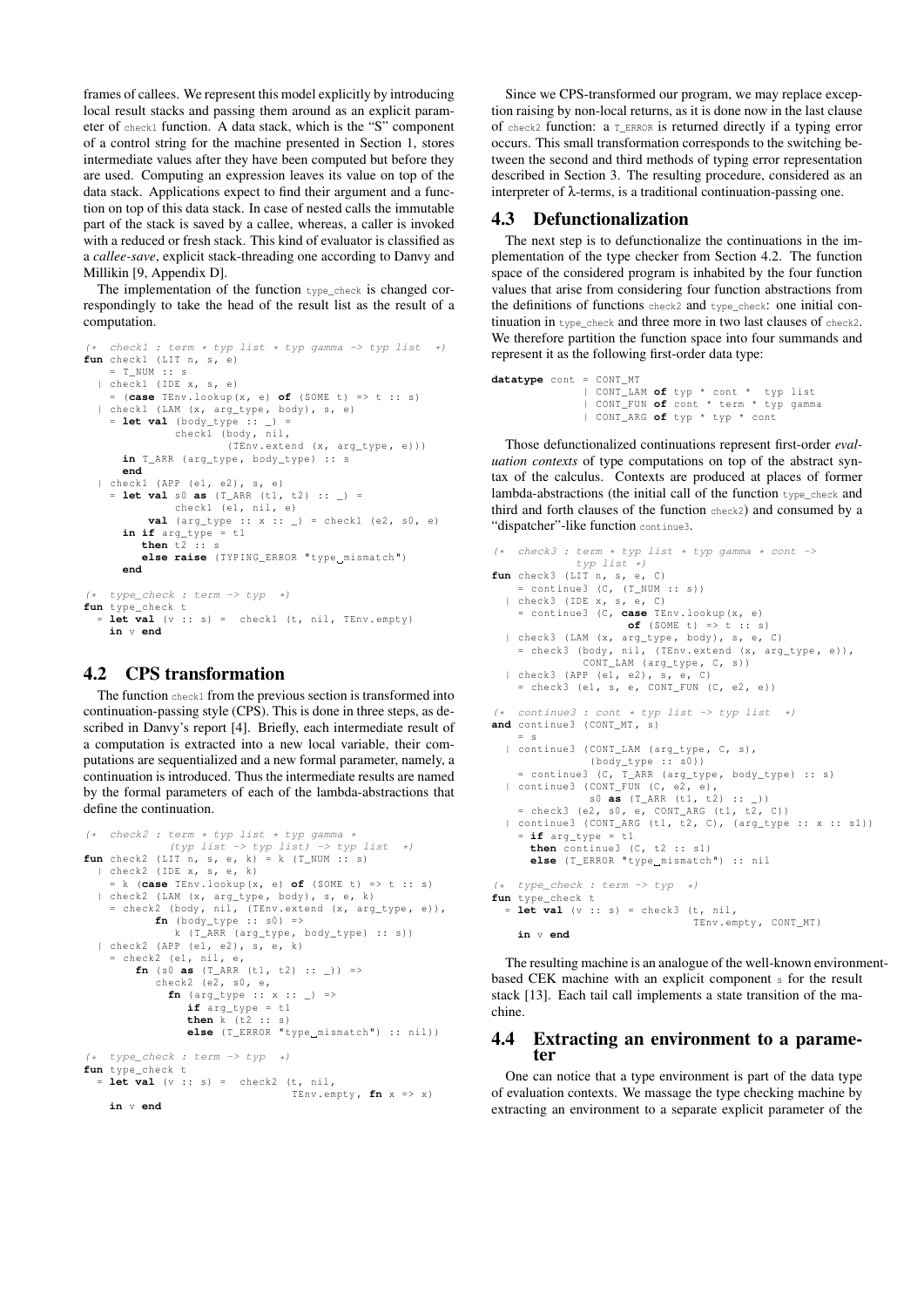frames of callees. We represent this model explicitly by introducing local result stacks and passing them around as an explicit parameter of `check1` function. A data stack, which is the "S" component of a control string for the machine presented in Section 1, stores intermediate values after they have been computed but before they are used. Computing an expression leaves its value on top of the data stack. Applications expect to find their argument and a function on top of this data stack. In case of nested calls the immutable part of the stack is saved by a callee, whereas, a caller is invoked with a reduced or fresh stack. This kind of evaluator is classified as a *callee-save*, explicit stack-threading one according to Danvy and Millikin [9, Appendix D].

The implementation of the function `type_check` is changed correspondingly to take the head of the result list as the result of a computation.

```
(*  check1 : term * typ list * typ gamma -> typ list  *)
fun check1 (LIT n, s, e)
    = T_NUM :: s
  | check1 (IDE x, s, e)
    = (case TEnv.lookup(x, e) of (SOME t) => t :: s)
  | check1 (LAM (x, arg_type, body), s, e)
    = let val (body_type :: _) =
              check1 (body, nil,
                      (TEnv.extend (x, arg_type, e)))
      in T_ARR (arg_type, body_type) :: s
      end
  | check1 (APP (e1, e2), s, e)
    = let val s0 as (T_ARR (t1, t2) :: _) =
              check1 (e1, nil, e)
          val (arg_type :: x :: _) = check1 (e2, s0, e)
      in if arg_type = t1
         then t2 :: s
         else raise (TYPING_ERROR "type mismatch")
      end

(*  type_check : term -> typ  *)
fun type_check t
  = let val (v :: s) =  check1 (t, nil, TEnv.empty)
    in v end
```

## 4.2 CPS transformation

The function `check1` from the previous section is transformed into continuation-passing style (CPS). This is done in three steps, as described in Danvy's report [4]. Briefly, each intermediate result of a computation is extracted into a new local variable, their computations are sequentialized and a new formal parameter, namely, a continuation is introduced. Thus the intermediate results are named by the formal parameters of each of the lambda-abstractions that define the continuation.

```
(*  check2 : term * typ list * typ gamma *
             (typ list -> typ list) -> typ list  *)
fun check2 (LIT n, s, e, k) = k (T_NUM :: s)
  | check2 (IDE x, s, e, k)
    = k (case TEnv.lookup(x, e) of (SOME t) => t :: s)
  | check2 (LAM (x, arg_type, body), s, e, k)
    = check2 (body, nil, (TEnv.extend (x, arg_type, e)),
          fn (body_type :: s0) =>
             k (T_ARR (arg_type, body_type) :: s))
  | check2 (APP (e1, e2), s, e, k)
    = check2 (e1, nil, e,
        fn (s0 as (T_ARR (t1, t2) :: _)) =>
           check2 (e2, s0, e,
             fn (arg_type :: x :: _) =>
                if arg_type = t1
                then k (t2 :: s)
                else (T_ERROR "type mismatch") :: nil))

(*  type_check : term -> typ  *)
fun type_check t
  = let val (v :: s) =  check2 (t, nil,
                                 TEnv.empty, fn x => x)
    in v end
```

Since we CPS-transformed our program, we may replace exception raising by non-local returns, as it is done now in the last clause of `check2` function: a `T_ERROR` is returned directly if a typing error occurs. This small transformation corresponds to the switching between the second and third methods of typing error representation described in Section 3. The resulting procedure, considered as an interpreter of λ-terms, is a traditional continuation-passing one.

## 4.3 Defunctionalization

The next step is to defunctionalize the continuations in the implementation of the type checker from Section 4.2. The function space of the considered program is inhabited by the four function values that arise from considering four function abstractions from the definitions of functions `check2` and `type_check`: one initial continuation in `type_check` and three more in two last clauses of `check2`. We therefore partition the function space into four summands and represent it as the following first-order data type:

```
datatype cont = CONT_MT
              | CONT_LAM of typ * cont *  typ list
              | CONT_FUN of cont * term * typ gamma
              | CONT_ARG of typ * typ * cont
```

Those defunctionalized continuations represent first-order *evaluation contexts* of type computations on top of the abstract syntax of the calculus. Contexts are produced at places of former lambda-abstractions (the initial call of the function `type_check` and third and forth clauses of the function `check2`) and consumed by a "dispatcher"-like function `continue3`.

```
(*  check3 : term * typ list * typ gamma * cont ->
            typ list *)
fun check3 (LIT n, s, e, C)
    = continue3 (C, (T_NUM :: s))
  | check3 (IDE x, s, e, C)
    = continue3 (C, case TEnv.lookup(x, e)
                    of (SOME t) => t :: s)
  | check3 (LAM (x, arg_type, body), s, e, C)
    = check3 (body, nil, (TEnv.extend (x, arg_type, e)),
              CONT_LAM (arg_type, C, s))
  | check3 (APP (e1, e2), s, e, C)
    = check3 (e1, s, e, CONT_FUN (C, e2, e))

(*  continue3 : cont * typ list -> typ list  *)
and continue3 (CONT_MT, s)
    = s
  | continue3 (CONT_LAM (arg_type, C, s),
               (body_type :: s0))
    = continue3 (C, T_ARR (arg_type, body_type) :: s)
  | continue3 (CONT_FUN (C, e2, e),
               s0 as (T_ARR (t1, t2) :: _))
    = check3 (e2, s0, e, CONT_ARG (t1, t2, C))
  | continue3 (CONT_ARG (t1, t2, C), (arg_type :: x :: s1))
    = if arg_type = t1
      then continue3 (C, t2 :: s1)
      else (T_ERROR "type mismatch") :: nil

(*  type_check : term -> typ  *)
fun type_check t
  = let val (v :: s) = check3 (t, nil,
                               TEnv.empty, CONT_MT)
    in v end
```

The resulting machine is an analogue of the well-known environment-based CEK machine with an explicit component `s` for the result stack [13]. Each tail call implements a state transition of the machine.

## 4.4 Extracting an environment to a parameter

One can notice that a type environment is part of the data type of evaluation contexts. We massage the type checking machine by extracting an environment to a separate explicit parameter of the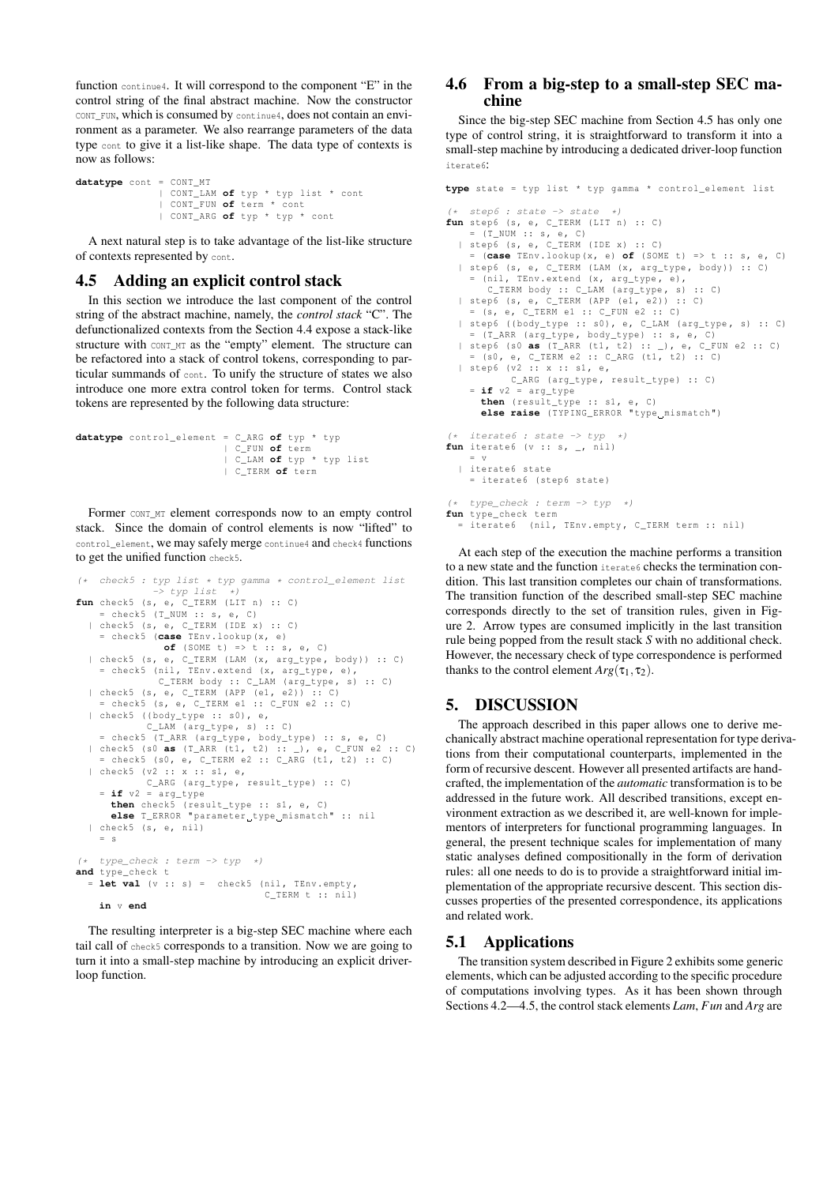function `continue4`. It will correspond to the component "E" in the control string of the final abstract machine. Now the constructor `CONT_FUN`, which is consumed by `continue4`, does not contain an environment as a parameter. We also rearrange parameters of the data type `cont` to give it a list-like shape. The data type of contexts is now as follows:

```
datatype cont = CONT_MT
              | CONT_LAM of typ * typ list * cont
              | CONT_FUN of term * cont
              | CONT_ARG of typ * typ * cont
```

A next natural step is to take advantage of the list-like structure of contexts represented by `cont`.

## 4.5 Adding an explicit control stack

In this section we introduce the last component of the control string of the abstract machine, namely, the *control stack* "C". The defunctionalized contexts from the Section 4.4 expose a stack-like structure with `CONT_MT` as the "empty" element. The structure can be refactored into a stack of control tokens, corresponding to particular summands of `cont`. To unify the structure of states we also introduce one more extra control token for terms. Control stack tokens are represented by the following data structure:

```
datatype control_element = C_ARG of typ * typ
                         | C_FUN of term
                         | C_LAM of typ * typ list
                         | C_TERM of term
```

Former `CONT_MT` element corresponds now to an empty control stack. Since the domain of control elements is now "lifted" to `control_element`, we may safely merge `continue4` and `check4` functions to get the unified function `check5`.

```
(*  check5 : typ list * typ gamma * control_element list
             -> typ list  *)
fun check5 (s, e, C_TERM (LIT n) :: C)
    = check5 (T_NUM :: s, e, C)
  | check5 (s, e, C_TERM (IDE x) :: C)
    = check5 (case TEnv.lookup(x, e)
               of (SOME t) => t :: s, e, C)
  | check5 (s, e, C_TERM (LAM (x, arg_type, body)) :: C)
    = check5 (nil, TEnv.extend (x, arg_type, e),
              C_TERM body :: C_LAM (arg_type, s) :: C)
  | check5 (s, e, C_TERM (APP (e1, e2)) :: C)
    = check5 (s, e, C_TERM e1 :: C_FUN e2 :: C)
  | check5 ((body_type :: s0), e,
            C_LAM (arg_type, s) :: C)
    = check5 (T_ARR (arg_type, body_type) :: s, e, C)
  | check5 (s0 as (T_ARR (t1, t2) :: _), e, C_FUN e2 :: C)
    = check5 (s0, e, C_TERM e2 :: C_ARG (t1, t2) :: C)
  | check5 (v2 :: x :: s1, e,
            C_ARG (arg_type, result_type) :: C)
    = if v2 = arg_type
      then check5 (result_type :: s1, e, C)
      else T_ERROR "parameter type mismatch" :: nil
  | check5 (s, e, nil)
    = s

(*  type_check : term -> typ  *)
and type_check t
  = let val (v :: s) =  check5 (nil, TEnv.empty,
                                 C_TERM t :: nil)
    in v end
```

The resulting interpreter is a big-step SEC machine where each tail call of `check5` corresponds to a transition. Now we are going to turn it into a small-step machine by introducing an explicit driver-loop function.

## 4.6 From a big-step to a small-step SEC machine

Since the big-step SEC machine from Section 4.5 has only one type of control string, it is straightforward to transform it into a small-step machine by introducing a dedicated driver-loop function `iterate6`:

```
type state = typ list * typ gamma * control_element list

(*  step6 : state -> state  *)
fun step6 (s, e, C_TERM (LIT n) :: C)
    = (T_NUM :: s, e, C)
  | step6 (s, e, C_TERM (IDE x) :: C)
    = (case TEnv.lookup(x, e) of (SOME t) => t :: s, e, C)
  | step6 (s, e, C_TERM (LAM (x, arg_type, body)) :: C)
    = (nil, TEnv.extend (x, arg_type, e),
       C_TERM body :: C_LAM (arg_type, s) :: C)
  | step6 (s, e, C_TERM (APP (e1, e2)) :: C)
    = (s, e, C_TERM e1 :: C_FUN e2 :: C)
  | step6 ((body_type :: s0), e, C_LAM (arg_type, s) :: C)
    = (T_ARR (arg_type, body_type) :: s, e, C)
  | step6 (s0 as (T_ARR (t1, t2) :: _), e, C_FUN e2 :: C)
    = (s0, e, C_TERM e2 :: C_ARG (t1, t2) :: C)
  | step6 (v2 :: x :: s1, e,
           C_ARG (arg_type, result_type) :: C)
    = if v2 = arg_type
      then (result_type :: s1, e, C)
      else raise (TYPING_ERROR "type mismatch")

(*  iterate6 : state -> typ  *)
fun iterate6 (v :: s, _, nil)
    = v
  | iterate6 state
    = iterate6 (step6 state)

(*  type_check : term -> typ  *)
fun type_check term
  = iterate6  (nil, TEnv.empty, C_TERM term :: nil)
```

At each step of the execution the machine performs a transition to a new state and the function `iterate6` checks the termination condition. This last transition completes our chain of transformations. The transition function of the described small-step SEC machine corresponds directly to the set of transition rules, given in Figure 2. Arrow types are consumed implicitly in the last transition rule being popped from the result stack *S* with no additional check. However, the necessary check of type correspondence is performed thanks to the control element $Arg(\tau_1, \tau_2)$.

# 5. DISCUSSION

The approach described in this paper allows one to derive mechanically abstract machine operational representation for type derivations from their computational counterparts, implemented in the form of recursive descent. However all presented artifacts are handcrafted, the implementation of the *automatic* transformation is to be addressed in the future work. All described transitions, except environment extraction as we described it, are well-known for implementors of interpreters for functional programming languages. In general, the present technique scales for implementation of many static analyses defined compositionally in the form of derivation rules: all one needs to do is to provide a straightforward initial implementation of the appropriate recursive descent. This section discusses properties of the presented correspondence, its applications and related work.

## 5.1 Applications

The transition system described in Figure 2 exhibits some generic elements, which can be adjusted according to the specific procedure of computations involving types. As it has been shown through Sections 4.2—4.5, the control stack elements *Lam*, *Fun* and *Arg* are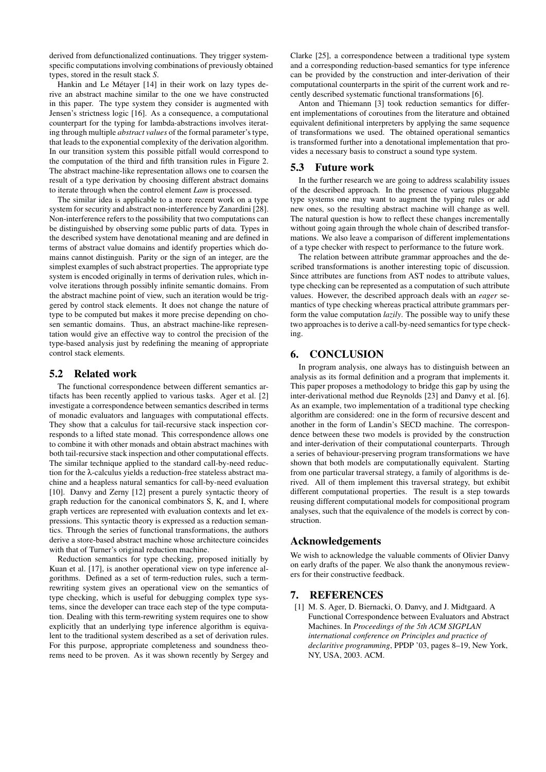derived from defunctionalized continuations. They trigger system-specific computations involving combinations of previously obtained types, stored in the result stack *S*.

Hankin and Le Métayer [14] in their work on lazy types derive an abstract machine similar to the one we have constructed in this paper. The type system they consider is augmented with Jensen's strictness logic [16]. As a consequence, a computational counterpart for the typing for lambda-abstractions involves iterating through multiple *abstract values* of the formal parameter's type, that leads to the exponential complexity of the derivation algorithm. In our transition system this possible pitfall would correspond to the computation of the third and fifth transition rules in Figure 2. The abstract machine-like representation allows one to coarsen the result of a type derivation by choosing different abstract domains to iterate through when the control element *Lam* is processed.

The similar idea is applicable to a more recent work on a type system for security and abstract non-interference by Zanardini [28]. Non-interference refers to the possibility that two computations can be distinguished by observing some public parts of data. Types in the described system have denotational meaning and are defined in terms of abstract value domains and identify properties which domains cannot distinguish. Parity or the sign of an integer, are the simplest examples of such abstract properties. The appropriate type system is encoded originally in terms of derivation rules, which involve iterations through possibly infinite semantic domains. From the abstract machine point of view, such an iteration would be triggered by control stack elements. It does not change the nature of type to be computed but makes it more precise depending on chosen semantic domains. Thus, an abstract machine-like representation would give an effective way to control the precision of the type-based analysis just by redefining the meaning of appropriate control stack elements.

### 5.2 Related work

The functional correspondence between different semantics artifacts has been recently applied to various tasks. Ager et al. [2] investigate a correspondence between semantics described in terms of monadic evaluators and languages with computational effects. They show that a calculus for tail-recursive stack inspection corresponds to a lifted state monad. This correspondence allows one to combine it with other monads and obtain abstract machines with both tail-recursive stack inspection and other computational effects. The similar technique applied to the standard call-by-need reduction for the $\lambda$-calculus yields a reduction-free stateless abstract machine and a heapless natural semantics for call-by-need evaluation [10]. Danvy and Zerny [12] present a purely syntactic theory of graph reduction for the canonical combinators S, K, and I, where graph vertices are represented with evaluation contexts and let expressions. This syntactic theory is expressed as a reduction semantics. Through the series of functional transformations, the authors derive a store-based abstract machine whose architecture coincides with that of Turner's original reduction machine.

Reduction semantics for type checking, proposed initially by Kuan et al. [17], is another operational view on type inference algorithms. Defined as a set of term-reduction rules, such a term-rewriting system gives an operational view on the semantics of type checking, which is useful for debugging complex type systems, since the developer can trace each step of the type computation. Dealing with this term-rewriting system requires one to show explicitly that an underlying type inference algorithm is equivalent to the traditional system described as a set of derivation rules. For this purpose, appropriate completeness and soundness theorems need to be proven. As it was shown recently by Sergey and Clarke [25], a correspondence between a traditional type system and a corresponding reduction-based semantics for type inference can be provided by the construction and inter-derivation of their computational counterparts in the spirit of the current work and recently described systematic functional transformations [6].

Anton and Thiemann [3] took reduction semantics for different implementations of coroutines from the literature and obtained equivalent definitional interpreters by applying the same sequence of transformations we used. The obtained operational semantics is transformed further into a denotational implementation that provides a necessary basis to construct a sound type system.

### 5.3 Future work

In the further research we are going to address scalability issues of the described approach. In the presence of various pluggable type systems one may want to augment the typing rules or add new ones, so the resulting abstract machine will change as well. The natural question is how to reflect these changes incrementally without going again through the whole chain of described transformations. We also leave a comparison of different implementations of a type checker with respect to performance to the future work.

The relation between attribute grammar approaches and the described transformations is another interesting topic of discussion. Since attributes are functions from AST nodes to attribute values, type checking can be represented as a computation of such attribute values. However, the described approach deals with an *eager* semantics of type checking whereas practical attribute grammars perform the value computation *lazily*. The possible way to unify these two approaches is to derive a call-by-need semantics for type checking.

## 6. CONCLUSION

In program analysis, one always has to distinguish between an analysis as its formal definition and a program that implements it. This paper proposes a methodology to bridge this gap by using the inter-derivational method due Reynolds [23] and Danvy et al. [6]. As an example, two implementation of a traditional type checking algorithm are considered: one in the form of recursive descent and another in the form of Landin's SECD machine. The correspondence between these two models is provided by the construction and inter-derivation of their computational counterparts. Through a series of behaviour-preserving program transformations we have shown that both models are computationally equivalent. Starting from one particular traversal strategy, a family of algorithms is derived. All of them implement this traversal strategy, but exhibit different computational properties. The result is a step towards reusing different computational models for compositional program analyses, such that the equivalence of the models is correct by construction.

## Acknowledgements

We wish to acknowledge the valuable comments of Olivier Danvy on early drafts of the paper. We also thank the anonymous reviewers for their constructive feedback.

## 7. REFERENCES

[1] M. S. Ager, D. Biernacki, O. Danvy, and J. Midtgaard. A Functional Correspondence between Evaluators and Abstract Machines. In *Proceedings of the 5th ACM SIGPLAN international conference on Principles and practice of declaritive programming*, PPDP '03, pages 8–19, New York, NY, USA, 2003. ACM.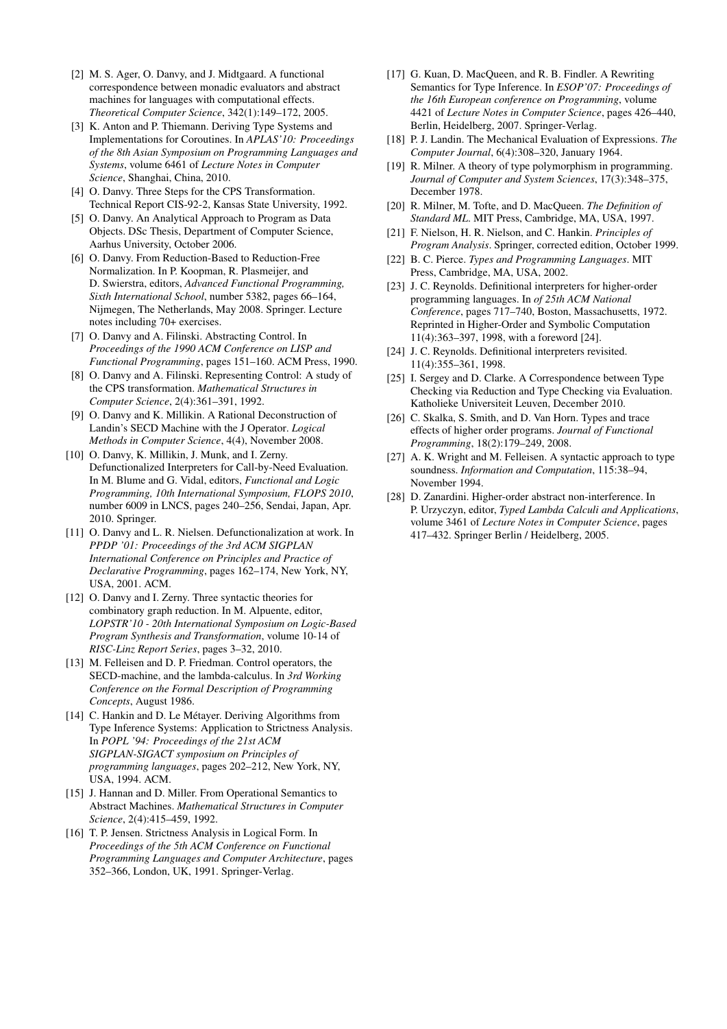[2] M. S. Ager, O. Danvy, and J. Midtgaard. A functional correspondence between monadic evaluators and abstract machines for languages with computational effects. *Theoretical Computer Science*, 342(1):149–172, 2005.

[3] K. Anton and P. Thiemann. Deriving Type Systems and Implementations for Coroutines. In *APLAS'10: Proceedings of the 8th Asian Symposium on Programming Languages and Systems*, volume 6461 of *Lecture Notes in Computer Science*, Shanghai, China, 2010.

[4] O. Danvy. Three Steps for the CPS Transformation. Technical Report CIS-92-2, Kansas State University, 1992.

[5] O. Danvy. An Analytical Approach to Program as Data Objects. DSc Thesis, Department of Computer Science, Aarhus University, October 2006.

[6] O. Danvy. From Reduction-Based to Reduction-Free Normalization. In P. Koopman, R. Plasmeijer, and D. Swierstra, editors, *Advanced Functional Programming, Sixth International School*, number 5382, pages 66–164, Nijmegen, The Netherlands, May 2008. Springer. Lecture notes including 70+ exercises.

[7] O. Danvy and A. Filinski. Abstracting Control. In *Proceedings of the 1990 ACM Conference on LISP and Functional Programming*, pages 151–160. ACM Press, 1990.

[8] O. Danvy and A. Filinski. Representing Control: A study of the CPS transformation. *Mathematical Structures in Computer Science*, 2(4):361–391, 1992.

[9] O. Danvy and K. Millikin. A Rational Deconstruction of Landin's SECD Machine with the J Operator. *Logical Methods in Computer Science*, 4(4), November 2008.

[10] O. Danvy, K. Millikin, J. Munk, and I. Zerny. Defunctionalized Interpreters for Call-by-Need Evaluation. In M. Blume and G. Vidal, editors, *Functional and Logic Programming, 10th International Symposium, FLOPS 2010*, number 6009 in LNCS, pages 240–256, Sendai, Japan, Apr. 2010. Springer.

[11] O. Danvy and L. R. Nielsen. Defunctionalization at work. In *PPDP '01: Proceedings of the 3rd ACM SIGPLAN International Conference on Principles and Practice of Declarative Programming*, pages 162–174, New York, NY, USA, 2001. ACM.

[12] O. Danvy and I. Zerny. Three syntactic theories for combinatory graph reduction. In M. Alpuente, editor, *LOPSTR'10 - 20th International Symposium on Logic-Based Program Synthesis and Transformation*, volume 10-14 of *RISC-Linz Report Series*, pages 3–32, 2010.

[13] M. Felleisen and D. P. Friedman. Control operators, the SECD-machine, and the lambda-calculus. In *3rd Working Conference on the Formal Description of Programming Concepts*, August 1986.

[14] C. Hankin and D. Le Métayer. Deriving Algorithms from Type Inference Systems: Application to Strictness Analysis. In *POPL '94: Proceedings of the 21st ACM SIGPLAN-SIGACT symposium on Principles of programming languages*, pages 202–212, New York, NY, USA, 1994. ACM.

[15] J. Hannan and D. Miller. From Operational Semantics to Abstract Machines. *Mathematical Structures in Computer Science*, 2(4):415–459, 1992.

[16] T. P. Jensen. Strictness Analysis in Logical Form. In *Proceedings of the 5th ACM Conference on Functional Programming Languages and Computer Architecture*, pages 352–366, London, UK, 1991. Springer-Verlag.

[17] G. Kuan, D. MacQueen, and R. B. Findler. A Rewriting Semantics for Type Inference. In *ESOP'07: Proceedings of the 16th European conference on Programming*, volume 4421 of *Lecture Notes in Computer Science*, pages 426–440, Berlin, Heidelberg, 2007. Springer-Verlag.

[18] P. J. Landin. The Mechanical Evaluation of Expressions. *The Computer Journal*, 6(4):308–320, January 1964.

[19] R. Milner. A theory of type polymorphism in programming. *Journal of Computer and System Sciences*, 17(3):348–375, December 1978.

[20] R. Milner, M. Tofte, and D. MacQueen. *The Definition of Standard ML*. MIT Press, Cambridge, MA, USA, 1997.

[21] F. Nielson, H. R. Nielson, and C. Hankin. *Principles of Program Analysis*. Springer, corrected edition, October 1999.

[22] B. C. Pierce. *Types and Programming Languages*. MIT Press, Cambridge, MA, USA, 2002.

[23] J. C. Reynolds. Definitional interpreters for higher-order programming languages. In *of 25th ACM National Conference*, pages 717–740, Boston, Massachusetts, 1972. Reprinted in Higher-Order and Symbolic Computation 11(4):363–397, 1998, with a foreword [24].

[24] J. C. Reynolds. Definitional interpreters revisited. 11(4):355–361, 1998.

[25] I. Sergey and D. Clarke. A Correspondence between Type Checking via Reduction and Type Checking via Evaluation. Katholieke Universiteit Leuven, December 2010.

[26] C. Skalka, S. Smith, and D. Van Horn. Types and trace effects of higher order programs. *Journal of Functional Programming*, 18(2):179–249, 2008.

[27] A. K. Wright and M. Felleisen. A syntactic approach to type soundness. *Information and Computation*, 115:38–94, November 1994.

[28] D. Zanardini. Higher-order abstract non-interference. In P. Urzyczyn, editor, *Typed Lambda Calculi and Applications*, volume 3461 of *Lecture Notes in Computer Science*, pages 417–432. Springer Berlin / Heidelberg, 2005.